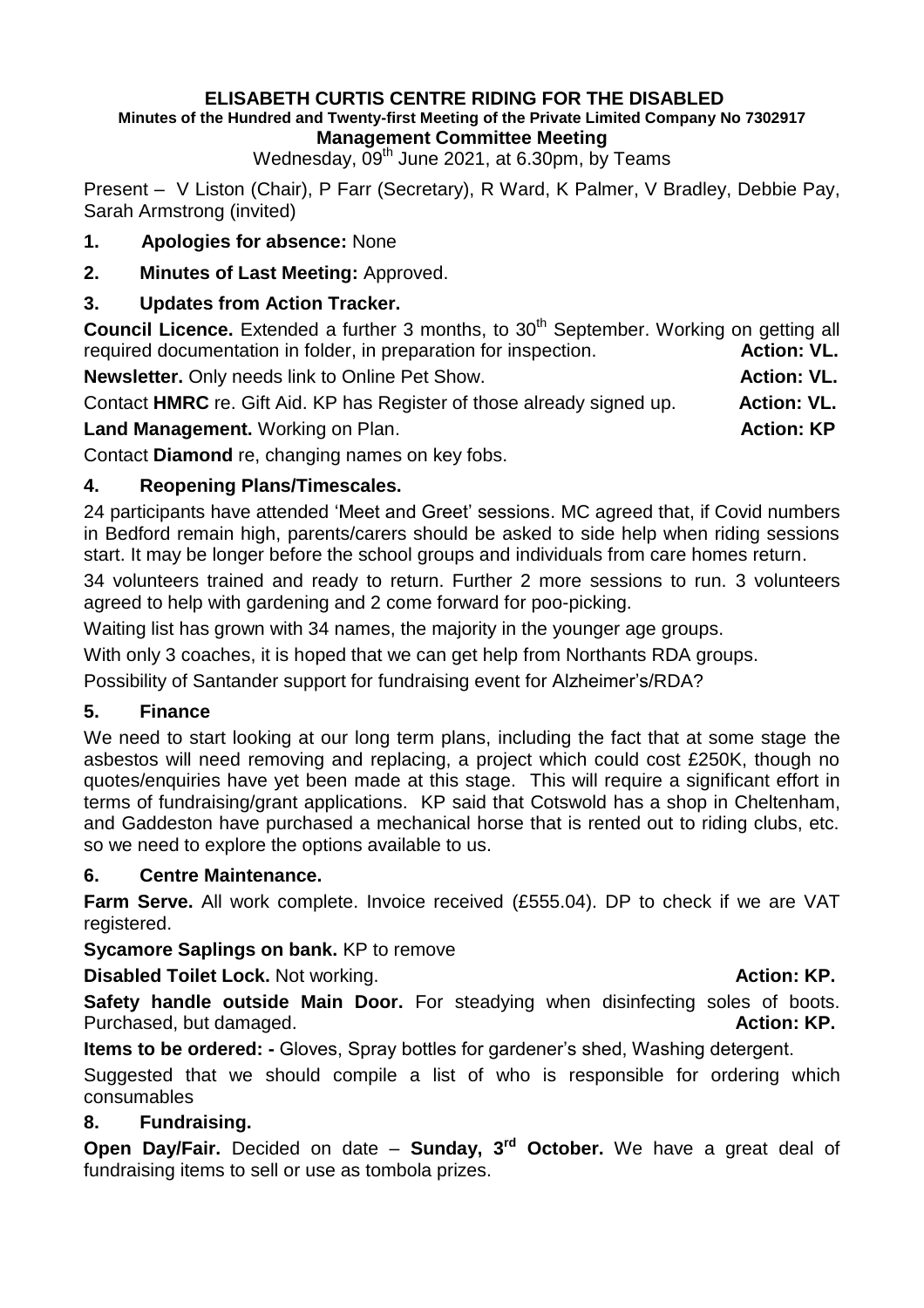# ELISABETH CURTIS CENTRE RIDING FOR THE DISABLED

**Minutes of the Hundred and Twenty-first Meeting of the Private Limited Company No 7302917**

**Management Committee Meeting**

Wednesday, 09th June 2021, at 6.30pm, by Teams

Present – V Liston (Chair), P Farr (Secretary), R Ward, K Palmer, V Bradley, Debbie Pay, Sarah Armstrong (invited)

**1. Apologies for absence:** None

**2. Minutes of Last Meeting:** Approved.

**3. Updates from Action Tracker.**

**Council Licence.** Extended a further 3 months, to 30th September. Working on getting all required documentation in folder, in preparation for inspection. **Action: VL.**

**Newsletter.** Only needs link to Online Pet Show. **Action: VL.**

Contact **HMRC** re. Gift Aid. KP has Register of those already signed up. **Action: VL.**

**Land Management.** Working on Plan. **Action: KP**

Contact **Diamond** re, changing names on key fobs.

**4. Reopening Plans/Timescales.**

24 participants have attended 'Meet and Greet' sessions. MC agreed that, if Covid numbers in Bedford remain high, parents/carers should be asked to side help when riding sessions start. It may be longer before the school groups and individuals from care homes return.

34 volunteers trained and ready to return. Further 2 more sessions to run. 3 volunteers agreed to help with gardening and 2 come forward for poo-picking.

Waiting list has grown with 34 names, the majority in the younger age groups.

With only 3 coaches, it is hoped that we can get help from Northants RDA groups.

Possibility of Santander support for fundraising event for Alzheimer's/RDA?

**5. Finance**

We need to start looking at our long term plans, including the fact that at some stage the asbestos will need removing and replacing, a project which could cost £250K, though no quotes/enquiries have yet been made at this stage. This will require a significant effort in terms of fundraising/grant applications. KP said that Cotswold has a shop in Cheltenham, and Gaddeston have purchased a mechanical horse that is rented out to riding clubs, etc. so we need to explore the options available to us.

**6. Centre Maintenance.**

**Farm Serve.** All work complete. Invoice received (£555.04). DP to check if we are VAT registered.

**Sycamore Saplings on bank.** KP to remove

**Disabled Toilet Lock.** Not working. **Action: KP.**

**Safety handle outside Main Door.** For steadying when disinfecting soles of boots. Purchased, but damaged. **Action: KP.**

**Items to be ordered: -** Gloves, Spray bottles for gardener's shed, Washing detergent.

Suggested that we should compile a list of who is responsible for ordering which consumables

**8. Fundraising.**

**Open Day/Fair.** Decided on date – **Sunday, 3rd October.** We have a great deal of fundraising items to sell or use as tombola prizes.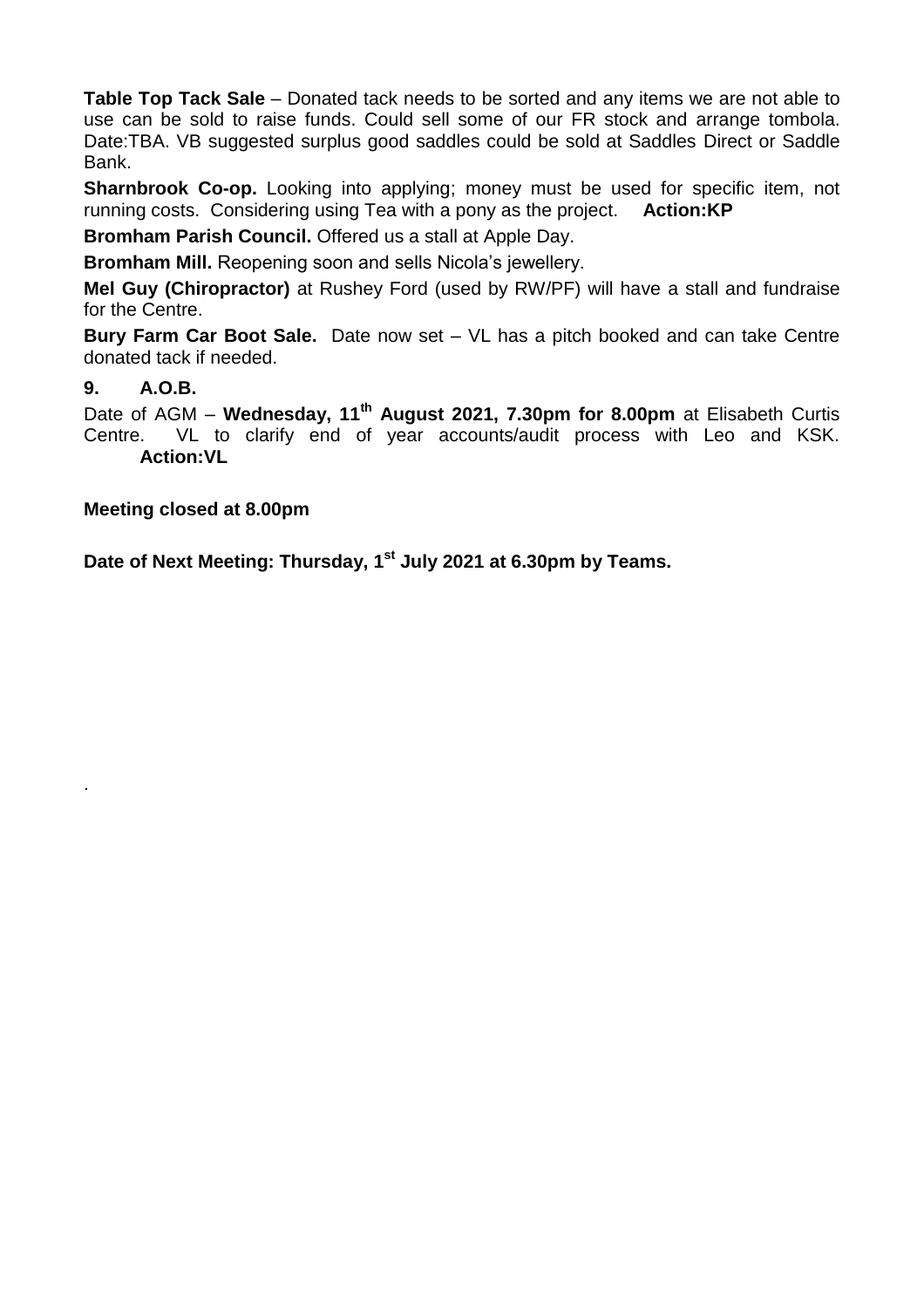**Table Top Tack Sale** – Donated tack needs to be sorted and any items we are not able to use can be sold to raise funds. Could sell some of our FR stock and arrange tombola. Date:TBA. VB suggested surplus good saddles could be sold at Saddles Direct or Saddle Bank.

**Sharnbrook Co-op.** Looking into applying; money must be used for specific item, not running costs. Considering using Tea with a pony as the project. **Action:KP**

**Bromham Parish Council.** Offered us a stall at Apple Day.

**Bromham Mill.** Reopening soon and sells Nicola's jewellery.

**Mel Guy (Chiropractor)** at Rushey Ford (used by RW/PF) will have a stall and fundraise for the Centre.

**Bury Farm Car Boot Sale.** Date now set – VL has a pitch booked and can take Centre donated tack if needed.

## 9. A.O.B.

Date of AGM – **Wednesday, 11th August 2021, 7.30pm for 8.00pm** at Elisabeth Curtis Centre. VL to clarify end of year accounts/audit process with Leo and KSK. **Action:VL**

**Meeting closed at 8.00pm**

**Date of Next Meeting: Thursday, 1st July 2021 at 6.30pm by Teams.**

.